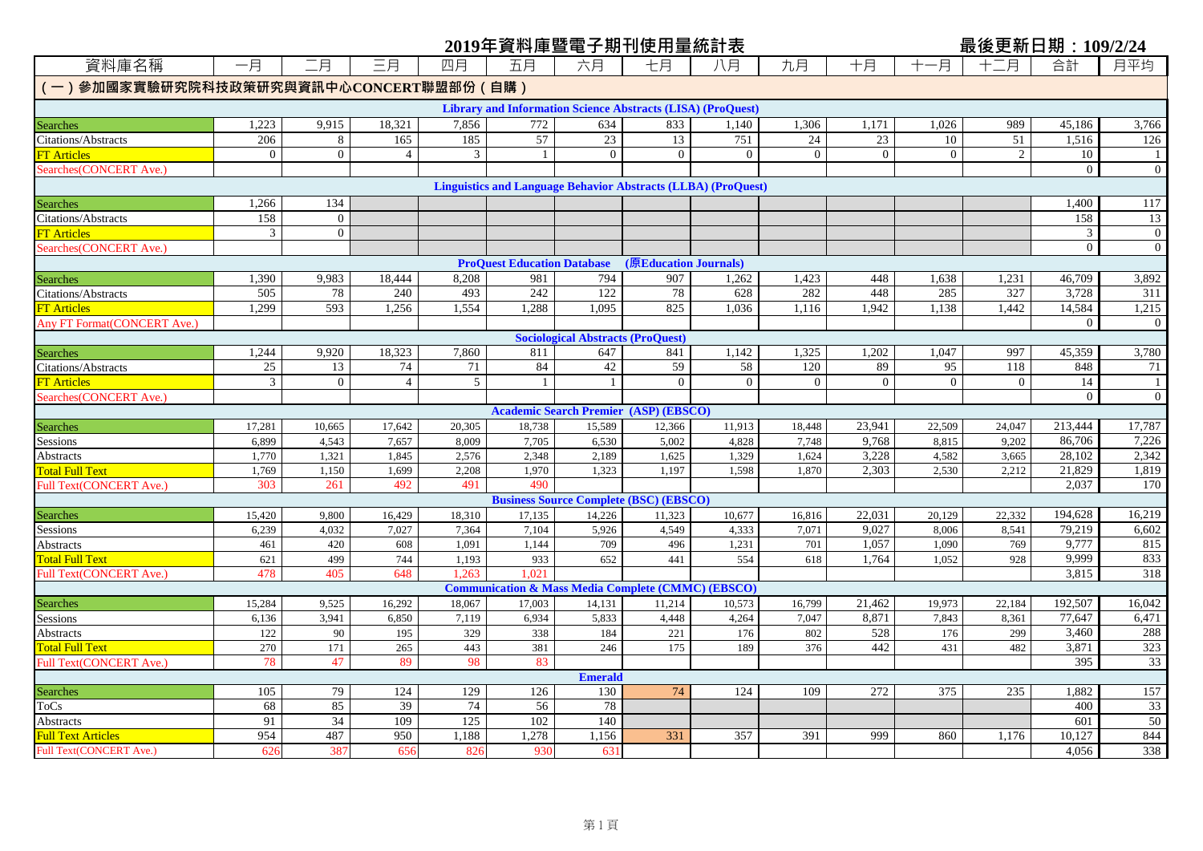# 2019年資料庫暨電子期刊使用量統計表

最後更新日期：109/2/24

| 資料庫名稱 | 一月 | 二月 | 三月 | 四月 | 五月 | 六月 | 七月 | 八月 | 九月 | 十月 | 十一月 | 十二月 | 合計 | 月平均 |
|---|---|---|---|---|---|---|---|---|---|---|---|---|---|---|
| **（一）參加國家實驗研究院科技政策研究與資訊中心CONCERT聯盟部份（自購）** | | | | | | | | | | | | | | |
| **Library and Information Science Abstracts (LISA) (ProQuest)** | | | | | | | | | | | | | | |
| Searches | 1,223 | 9,915 | 18,321 | 7,856 | 772 | 634 | 833 | 1,140 | 1,306 | 1,171 | 1,026 | 989 | 45,186 | 3,766 |
| Citations/Abstracts | 206 | 8 | 165 | 185 | 57 | 23 | 13 | 751 | 24 | 23 | 10 | 51 | 1,516 | 126 |
| FT Articles | 0 | 0 | 4 | 3 | 1 | 0 | 0 | 0 | 0 | 0 | 0 | 2 | 10 | 1 |
| Searches(CONCERT Ave.) | | | | | | | | | | | | | 0 | 0 |
| **Linguistics and Language Behavior Abstracts (LLBA) (ProQuest)** | | | | | | | | | | | | | | |
| Searches | 1,266 | 134 | | | | | | | | | | | 1,400 | 117 |
| Citations/Abstracts | 158 | 0 | | | | | | | | | | | 158 | 13 |
| FT Articles | 3 | 0 | | | | | | | | | | | 3 | 0 |
| Searches(CONCERT Ave.) | | | | | | | | | | | | | 0 | 0 |
| **ProQuest Education Database (原Education Journals)** | | | | | | | | | | | | | | |
| Searches | 1,390 | 9,983 | 18,444 | 8,208 | 981 | 794 | 907 | 1,262 | 1,423 | 448 | 1,638 | 1,231 | 46,709 | 3,892 |
| Citations/Abstracts | 505 | 78 | 240 | 493 | 242 | 122 | 78 | 628 | 282 | 448 | 285 | 327 | 3,728 | 311 |
| FT Articles | 1,299 | 593 | 1,256 | 1,554 | 1,288 | 1,095 | 825 | 1,036 | 1,116 | 1,942 | 1,138 | 1,442 | 14,584 | 1,215 |
| Any FT Format(CONCERT Ave.) | | | | | | | | | | | | | 0 | 0 |
| **Sociological Abstracts (ProQuest)** | | | | | | | | | | | | | | |
| Searches | 1,244 | 9,920 | 18,323 | 7,860 | 811 | 647 | 841 | 1,142 | 1,325 | 1,202 | 1,047 | 997 | 45,359 | 3,780 |
| Citations/Abstracts | 25 | 13 | 74 | 71 | 84 | 42 | 59 | 58 | 120 | 89 | 95 | 118 | 848 | 71 |
| FT Articles | 3 | 0 | 4 | 5 | 1 | 1 | 0 | 0 | 0 | 0 | 0 | 0 | 14 | 1 |
| Searches(CONCERT Ave.) | | | | | | | | | | | | | 0 | 0 |
| **Academic Search Premier (ASP) (EBSCO)** | | | | | | | | | | | | | | |
| Searches | 17,281 | 10,665 | 17,642 | 20,305 | 18,738 | 15,589 | 12,366 | 11,913 | 18,448 | 23,941 | 22,509 | 24,047 | 213,444 | 17,787 |
| Sessions | 6,899 | 4,543 | 7,657 | 8,009 | 7,705 | 6,530 | 5,002 | 4,828 | 7,748 | 9,768 | 8,815 | 9,202 | 86,706 | 7,226 |
| Abstracts | 1,770 | 1,321 | 1,845 | 2,576 | 2,348 | 2,189 | 1,625 | 1,329 | 1,624 | 3,228 | 4,582 | 3,665 | 28,102 | 2,342 |
| Total Full Text | 1,769 | 1,150 | 1,699 | 2,208 | 1,970 | 1,323 | 1,197 | 1,598 | 1,870 | 2,303 | 2,530 | 2,212 | 21,829 | 1,819 |
| Full Text(CONCERT Ave.) | 303 | 261 | 492 | 491 | 490 | | | | | | | | 2,037 | 170 |
| **Business Source Complete (BSC) (EBSCO)** | | | | | | | | | | | | | | |
| Searches | 15,420 | 9,800 | 16,429 | 18,310 | 17,135 | 14,226 | 11,323 | 10,677 | 16,816 | 22,031 | 20,129 | 22,332 | 194,628 | 16,219 |
| Sessions | 6,239 | 4,032 | 7,027 | 7,364 | 7,104 | 5,926 | 4,549 | 4,333 | 7,071 | 9,027 | 8,006 | 8,541 | 79,219 | 6,602 |
| Abstracts | 461 | 420 | 608 | 1,091 | 1,144 | 709 | 496 | 1,231 | 701 | 1,057 | 1,090 | 769 | 9,777 | 815 |
| Total Full Text | 621 | 499 | 744 | 1,193 | 933 | 652 | 441 | 554 | 618 | 1,764 | 1,052 | 928 | 9,999 | 833 |
| Full Text(CONCERT Ave.) | 478 | 405 | 648 | 1,263 | 1,021 | | | | | | | | 3,815 | 318 |
| **Communication & Mass Media Complete (CMMC) (EBSCO)** | | | | | | | | | | | | | | |
| Searches | 15,284 | 9,525 | 16,292 | 18,067 | 17,003 | 14,131 | 11,214 | 10,573 | 16,799 | 21,462 | 19,973 | 22,184 | 192,507 | 16,042 |
| Sessions | 6,136 | 3,941 | 6,850 | 7,119 | 6,934 | 5,833 | 4,448 | 4,264 | 7,047 | 8,871 | 7,843 | 8,361 | 77,647 | 6,471 |
| Abstracts | 122 | 90 | 195 | 329 | 338 | 184 | 221 | 176 | 802 | 528 | 176 | 299 | 3,460 | 288 |
| Total Full Text | 270 | 171 | 265 | 443 | 381 | 246 | 175 | 189 | 376 | 442 | 431 | 482 | 3,871 | 323 |
| Full Text(CONCERT Ave.) | 78 | 47 | 89 | 98 | 83 | | | | | | | | 395 | 33 |
| **Emerald** | | | | | | | | | | | | | | |
| Searches | 105 | 79 | 124 | 129 | 126 | 130 | 74 | 124 | 109 | 272 | 375 | 235 | 1,882 | 157 |
| ToCs | 68 | 85 | 39 | 74 | 56 | 78 | | | | | | | 400 | 33 |
| Abstracts | 91 | 34 | 109 | 125 | 102 | 140 | | | | | | | 601 | 50 |
| Full Text Articles | 954 | 487 | 950 | 1,188 | 1,278 | 1,156 | 331 | 357 | 391 | 999 | 860 | 1,176 | 10,127 | 844 |
| Full Text(CONCERT Ave.) | 626 | 387 | 656 | 826 | 930 | 631 | | | | | | | 4,056 | 338 |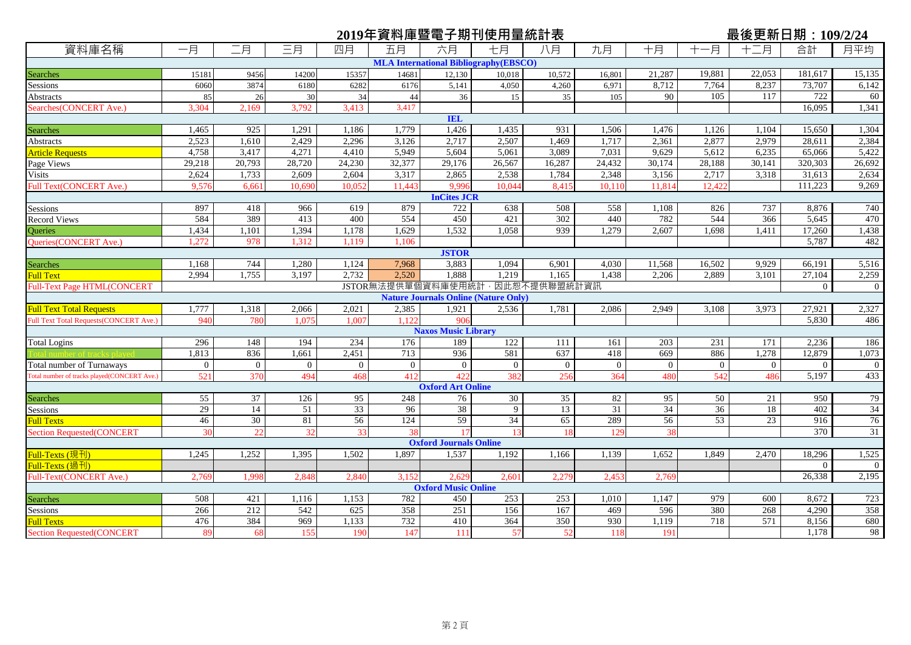# 2019年資料庫暨電子期刊使用量統計表

最後更新日期：109/2/24

| 資料庫名稱 | 一月 | 二月 | 三月 | 四月 | 五月 | 六月 | 七月 | 八月 | 九月 | 十月 | 十一月 | 十二月 | 合計 | 月平均 |
|---|---|---|---|---|---|---|---|---|---|---|---|---|---|---|
| **MLA International Bibliography(EBSCO)** | | | | | | | | | | | | | | |
| Searches | 15181 | 9456 | 14200 | 15357 | 14681 | 12,130 | 10,018 | 10,572 | 16,801 | 21,287 | 19,881 | 22,053 | 181,617 | 15,135 |
| Sessions | 6060 | 3874 | 6180 | 6282 | 6176 | 5,141 | 4,050 | 4,260 | 6,971 | 8,712 | 7,764 | 8,237 | 73,707 | 6,142 |
| Abstracts | 85 | 26 | 30 | 34 | 44 | 36 | 15 | 35 | 105 | 90 | 105 | 117 | 722 | 60 |
| Searches(CONCERT Ave.) | 3,304 | 2,169 | 3,792 | 3,413 | 3,417 | | | | | | | | 16,095 | 1,341 |
| **IEL** | | | | | | | | | | | | | | |
| Searches | 1,465 | 925 | 1,291 | 1,186 | 1,779 | 1,426 | 1,435 | 931 | 1,506 | 1,476 | 1,126 | 1,104 | 15,650 | 1,304 |
| Abstracts | 2,523 | 1,610 | 2,429 | 2,296 | 3,126 | 2,717 | 2,507 | 1,469 | 1,717 | 2,361 | 2,877 | 2,979 | 28,611 | 2,384 |
| Article Requests | 4,758 | 3,417 | 4,271 | 4,410 | 5,949 | 5,604 | 5,061 | 3,089 | 7,031 | 9,629 | 5,612 | 6,235 | 65,066 | 5,422 |
| Page Views | 29,218 | 20,793 | 28,720 | 24,230 | 32,377 | 29,176 | 26,567 | 16,287 | 24,432 | 30,174 | 28,188 | 30,141 | 320,303 | 26,692 |
| Visits | 2,624 | 1,733 | 2,609 | 2,604 | 3,317 | 2,865 | 2,538 | 1,784 | 2,348 | 3,156 | 2,717 | 3,318 | 31,613 | 2,634 |
| Full Text(CONCERT Ave.) | 9,576 | 6,661 | 10,690 | 10,052 | 11,443 | 9,996 | 10,044 | 8,415 | 10,110 | 11,814 | 12,422 | | 111,223 | 9,269 |
| **InCites JCR** | | | | | | | | | | | | | | |
| Sessions | 897 | 418 | 966 | 619 | 879 | 722 | 638 | 508 | 558 | 1,108 | 826 | 737 | 8,876 | 740 |
| Record Views | 584 | 389 | 413 | 400 | 554 | 450 | 421 | 302 | 440 | 782 | 544 | 366 | 5,645 | 470 |
| Queries | 1,434 | 1,101 | 1,394 | 1,178 | 1,629 | 1,532 | 1,058 | 939 | 1,279 | 2,607 | 1,698 | 1,411 | 17,260 | 1,438 |
| Queries(CONCERT Ave.) | 1,272 | 978 | 1,312 | 1,119 | 1,106 | | | | | | | | 5,787 | 482 |
| **JSTOR** | | | | | | | | | | | | | | |
| Searches | 1,168 | 744 | 1,280 | 1,124 | 7,968 | 3,883 | 1,094 | 6,901 | 4,030 | 11,568 | 16,502 | 9,929 | 66,191 | 5,516 |
| Full Text | 2,994 | 1,755 | 3,197 | 2,732 | 2,520 | 1,888 | 1,219 | 1,165 | 1,438 | 2,206 | 2,889 | 3,101 | 27,104 | 2,259 |
| Full-Text Page HTML(CONCERT | JSTOR無法提供單個資料庫使用統計，因此恕不提供聯盟統計資訊 | | | | | | | | | | | | 0 | 0 |
| **Nature Journals Online (Nature Only)** | | | | | | | | | | | | | | |
| Full Text Total Requests | 1,777 | 1,318 | 2,066 | 2,021 | 2,385 | 1,921 | 2,536 | 1,781 | 2,086 | 2,949 | 3,108 | 3,973 | 27,921 | 2,327 |
| Full Text Total Requests(CONCERT Ave.) | 940 | 780 | 1,075 | 1,007 | 1,122 | 906 | | | | | | | 5,830 | 486 |
| **Naxos Music Library** | | | | | | | | | | | | | | |
| Total Logins | 296 | 148 | 194 | 234 | 176 | 189 | 122 | 111 | 161 | 203 | 231 | 171 | 2,236 | 186 |
| Total number of tracks played | 1,813 | 836 | 1,661 | 2,451 | 713 | 936 | 581 | 637 | 418 | 669 | 886 | 1,278 | 12,879 | 1,073 |
| Total number of Turnaways | 0 | 0 | 0 | 0 | 0 | 0 | 0 | 0 | 0 | 0 | 0 | 0 | 0 | 0 |
| Total number of tracks played(CONCERT Ave.) | 521 | 370 | 494 | 468 | 412 | 422 | 382 | 256 | 364 | 480 | 542 | 486 | 5,197 | 433 |
| **Oxford Art Online** | | | | | | | | | | | | | | |
| Searches | 55 | 37 | 126 | 95 | 248 | 76 | 30 | 35 | 82 | 95 | 50 | 21 | 950 | 79 |
| Sessions | 29 | 14 | 51 | 33 | 96 | 38 | 9 | 13 | 31 | 34 | 36 | 18 | 402 | 34 |
| Full Texts | 46 | 30 | 81 | 56 | 124 | 59 | 34 | 65 | 289 | 56 | 53 | 23 | 916 | 76 |
| Section Requested(CONCERT | 30 | 22 | 32 | 33 | 38 | 17 | 13 | 18 | 129 | 38 | | | 370 | 31 |
| **Oxford Journals Online** | | | | | | | | | | | | | | |
| Full-Texts (現刊) | 1,245 | 1,252 | 1,395 | 1,502 | 1,897 | 1,537 | 1,192 | 1,166 | 1,139 | 1,652 | 1,849 | 2,470 | 18,296 | 1,525 |
| Full-Texts (過刊) | | | | | | | | | | | | | 0 | 0 |
| Full-Text(CONCERT Ave.) | 2,769 | 1,998 | 2,848 | 2,840 | 3,152 | 2,629 | 2,601 | 2,279 | 2,453 | 2,769 | | | 26,338 | 2,195 |
| **Oxford Music Online** | | | | | | | | | | | | | | |
| Searches | 508 | 421 | 1,116 | 1,153 | 782 | 450 | 253 | 253 | 1,010 | 1,147 | 979 | 600 | 8,672 | 723 |
| Sessions | 266 | 212 | 542 | 625 | 358 | 251 | 156 | 167 | 469 | 596 | 380 | 268 | 4,290 | 358 |
| Full Texts | 476 | 384 | 969 | 1,133 | 732 | 410 | 364 | 350 | 930 | 1,119 | 718 | 571 | 8,156 | 680 |
| Section Requested(CONCERT | 89 | 68 | 155 | 190 | 147 | 111 | 57 | 52 | 118 | 191 | | | 1,178 | 98 |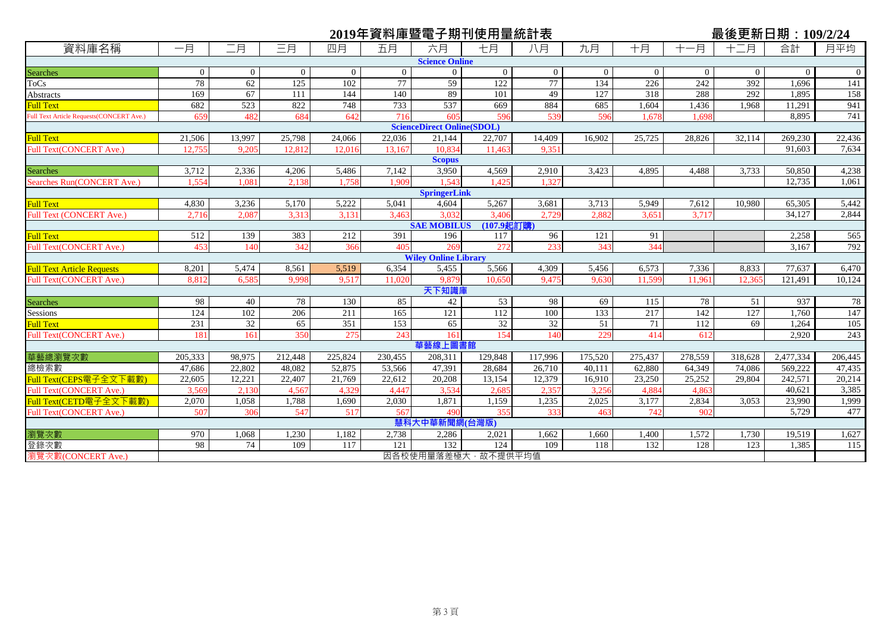# 2019年資料庫暨電子期刊使用量統計表

最後更新日期：109/2/24

| 資料庫名稱 | 一月 | 二月 | 三月 | 四月 | 五月 | 六月 | 七月 | 八月 | 九月 | 十月 | 十一月 | 十二月 | 合計 | 月平均 |
|---|---|---|---|---|---|---|---|---|---|---|---|---|---|---|
| **Science Online** | | | | | | | | | | | | | | |
| Searches | 0 | 0 | 0 | 0 | 0 | 0 | 0 | 0 | 0 | 0 | 0 | 0 | 0 | 0 |
| ToCs | 78 | 62 | 125 | 102 | 77 | 59 | 122 | 77 | 134 | 226 | 242 | 392 | 1,696 | 141 |
| Abstracts | 169 | 67 | 111 | 144 | 140 | 89 | 101 | 49 | 127 | 318 | 288 | 292 | 1,895 | 158 |
| Full Text | 682 | 523 | 822 | 748 | 733 | 537 | 669 | 884 | 685 | 1,604 | 1,436 | 1,968 | 11,291 | 941 |
| Full Text Article Requests(CONCERT Ave.) | 659 | 482 | 684 | 642 | 716 | 605 | 596 | 539 | 596 | 1,678 | 1,698 | | 8,895 | 741 |
| **ScienceDirect Online(SDOL)** | | | | | | | | | | | | | | |
| Full Text | 21,506 | 13,997 | 25,798 | 24,066 | 22,036 | 21,144 | 22,707 | 14,409 | 16,902 | 25,725 | 28,826 | 32,114 | 269,230 | 22,436 |
| Full Text(CONCERT Ave.) | 12,755 | 9,205 | 12,812 | 12,016 | 13,167 | 10,834 | 11,463 | 9,351 | | | | | 91,603 | 7,634 |
| **Scopus** | | | | | | | | | | | | | | |
| Searches | 3,712 | 2,336 | 4,206 | 5,486 | 7,142 | 3,950 | 4,569 | 2,910 | 3,423 | 4,895 | 4,488 | 3,733 | 50,850 | 4,238 |
| Searches Run(CONCERT Ave.) | 1,554 | 1,081 | 2,138 | 1,758 | 1,909 | 1,543 | 1,425 | 1,327 | | | | | 12,735 | 1,061 |
| **SpringerLink** | | | | | | | | | | | | | | |
| Full Text | 4,830 | 3,236 | 5,170 | 5,222 | 5,041 | 4,604 | 5,267 | 3,681 | 3,713 | 5,949 | 7,612 | 10,980 | 65,305 | 5,442 |
| Full Text (CONCERT Ave.) | 2,716 | 2,087 | 3,313 | 3,131 | 3,463 | 3,032 | 3,406 | 2,729 | 2,882 | 3,651 | 3,717 | | 34,127 | 2,844 |
| **SAE MOBILUS (107.9起訂購)** | | | | | | | | | | | | | | |
| Full Text | 512 | 139 | 383 | 212 | 391 | 196 | 117 | 96 | 121 | 91 | | | 2,258 | 565 |
| Full Text(CONCERT Ave.) | 453 | 140 | 342 | 366 | 405 | 269 | 272 | 233 | 343 | 344 | | | 3,167 | 792 |
| **Wiley Online Library** | | | | | | | | | | | | | | |
| Full Text Article Requests | 8,201 | 5,474 | 8,561 | 5,519 | 6,354 | 5,455 | 5,566 | 4,309 | 5,456 | 6,573 | 7,336 | 8,833 | 77,637 | 6,470 |
| Full Text(CONCERT Ave.) | 8,812 | 6,585 | 9,998 | 9,517 | 11,020 | 9,879 | 10,650 | 9,475 | 9,630 | 11,599 | 11,961 | 12,365 | 121,491 | 10,124 |
| **天下知識庫** | | | | | | | | | | | | | | |
| Searches | 98 | 40 | 78 | 130 | 85 | 42 | 53 | 98 | 69 | 115 | 78 | 51 | 937 | 78 |
| Sessions | 124 | 102 | 206 | 211 | 165 | 121 | 112 | 100 | 133 | 217 | 142 | 127 | 1,760 | 147 |
| Full Text | 231 | 32 | 65 | 351 | 153 | 65 | 32 | 32 | 51 | 71 | 112 | 69 | 1,264 | 105 |
| Full Text(CONCERT Ave.) | 181 | 161 | 350 | 275 | 243 | 161 | 154 | 140 | 229 | 414 | 612 | | 2,920 | 243 |
| **華藝線上圖書館** | | | | | | | | | | | | | | |
| 華藝總瀏覽次數 | 205,333 | 98,975 | 212,448 | 225,824 | 230,455 | 208,311 | 129,848 | 117,996 | 175,520 | 275,437 | 278,559 | 318,628 | 2,477,334 | 206,445 |
| 總檢索數 | 47,686 | 22,802 | 48,082 | 52,875 | 53,566 | 47,391 | 28,684 | 26,710 | 40,111 | 62,880 | 64,349 | 74,086 | 569,222 | 47,435 |
| Full Text(CEPS電子全文下載數) | 22,605 | 12,221 | 22,407 | 21,769 | 22,612 | 20,208 | 13,154 | 12,379 | 16,910 | 23,250 | 25,252 | 29,804 | 242,571 | 20,214 |
| Full Text(CONCERT Ave.) | 3,569 | 2,130 | 4,567 | 4,329 | 4,447 | 3,534 | 2,685 | 2,357 | 3,256 | 4,884 | 4,863 | | 40,621 | 3,385 |
| Full Text(CETD電子全文下載數) | 2,070 | 1,058 | 1,788 | 1,690 | 2,030 | 1,871 | 1,159 | 1,235 | 2,025 | 3,177 | 2,834 | 3,053 | 23,990 | 1,999 |
| Full Text(CONCERT Ave.) | 507 | 306 | 547 | 517 | 567 | 490 | 355 | 333 | 463 | 742 | 902 | | 5,729 | 477 |
| **慧科大中華新聞網(台灣版)** | | | | | | | | | | | | | | |
| 瀏覽次數 | 970 | 1,068 | 1,230 | 1,182 | 2,738 | 2,286 | 2,021 | 1,662 | 1,660 | 1,400 | 1,572 | 1,730 | 19,519 | 1,627 |
| 登錄次數 | 98 | 74 | 109 | 117 | 121 | 132 | 124 | 109 | 118 | 132 | 128 | 123 | 1,385 | 115 |
| 瀏覽次數(CONCERT Ave.) | 因各校使用量落差極大，故不提供平均值 | | | | | | | | | | | | | |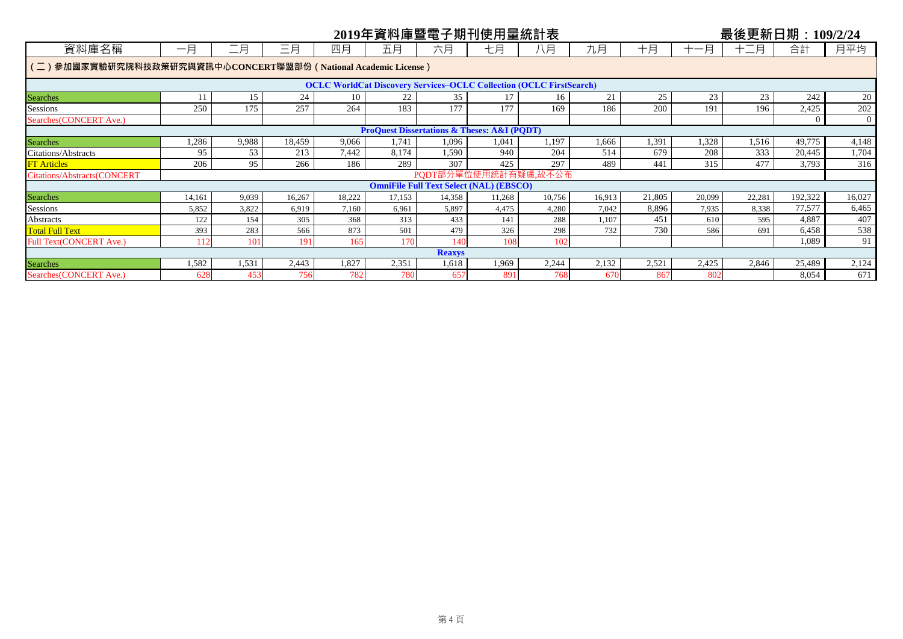## 2019年資料庫暨電子期刊使用量統計表

最後更新日期：109/2/24

| 資料庫名稱 | 一月 | 二月 | 三月 | 四月 | 五月 | 六月 | 七月 | 八月 | 九月 | 十月 | 十一月 | 十二月 | 合計 | 月平均 |
|---|---|---|---|---|---|---|---|---|---|---|---|---|---|---|
| **（二）參加國家實驗研究院科技政策研究與資訊中心CONCERT聯盟部份（National Academic License）** | | | | | | | | | | | | | | |
| **OCLC WorldCat Discovery Services–OCLC Collection (OCLC FirstSearch)** | | | | | | | | | | | | | | |
| Searches | 11 | 15 | 24 | 10 | 22 | 35 | 17 | 16 | 21 | 25 | 23 | 23 | 242 | 20 |
| Sessions | 250 | 175 | 257 | 264 | 183 | 177 | 177 | 169 | 186 | 200 | 191 | 196 | 2,425 | 202 |
| Searches(CONCERT Ave.) | | | | | | | | | | | | | 0 | 0 |
| **ProQuest Dissertations & Theses: A&I (PQDT)** | | | | | | | | | | | | | | |
| Searches | 1,286 | 9,988 | 18,459 | 9,066 | 1,741 | 1,096 | 1,041 | 1,197 | 1,666 | 1,391 | 1,328 | 1,516 | 49,775 | 4,148 |
| Citations/Abstracts | 95 | 53 | 213 | 7,442 | 8,174 | 1,590 | 940 | 204 | 514 | 679 | 208 | 333 | 20,445 | 1,704 |
| FT Articles | 206 | 95 | 266 | 186 | 289 | 307 | 425 | 297 | 489 | 441 | 315 | 477 | 3,793 | 316 |
| Citations/Abstracts(CONCERT | PQDT部分單位使用統計有疑慮,故不公布 | | | | | | | | | | | | | |
| **OmniFile Full Text Select (NAL) (EBSCO)** | | | | | | | | | | | | | | |
| Searches | 14,161 | 9,039 | 16,267 | 18,222 | 17,153 | 14,358 | 11,268 | 10,756 | 16,913 | 21,805 | 20,099 | 22,281 | 192,322 | 16,027 |
| Sessions | 5,852 | 3,822 | 6,919 | 7,160 | 6,961 | 5,897 | 4,475 | 4,280 | 7,042 | 8,896 | 7,935 | 8,338 | 77,577 | 6,465 |
| Abstracts | 122 | 154 | 305 | 368 | 313 | 433 | 141 | 288 | 1,107 | 451 | 610 | 595 | 4,887 | 407 |
| Total Full Text | 393 | 283 | 566 | 873 | 501 | 479 | 326 | 298 | 732 | 730 | 586 | 691 | 6,458 | 538 |
| Full Text(CONCERT Ave.) | 112 | 101 | 191 | 165 | 170 | 140 | 108 | 102 | | | | | 1,089 | 91 |
| **Reaxys** | | | | | | | | | | | | | | |
| Searches | 1,582 | 1,531 | 2,443 | 1,827 | 2,351 | 1,618 | 1,969 | 2,244 | 2,132 | 2,521 | 2,425 | 2,846 | 25,489 | 2,124 |
| Searches(CONCERT Ave.) | 628 | 453 | 756 | 782 | 780 | 657 | 891 | 768 | 670 | 867 | 802 | | 8,054 | 671 |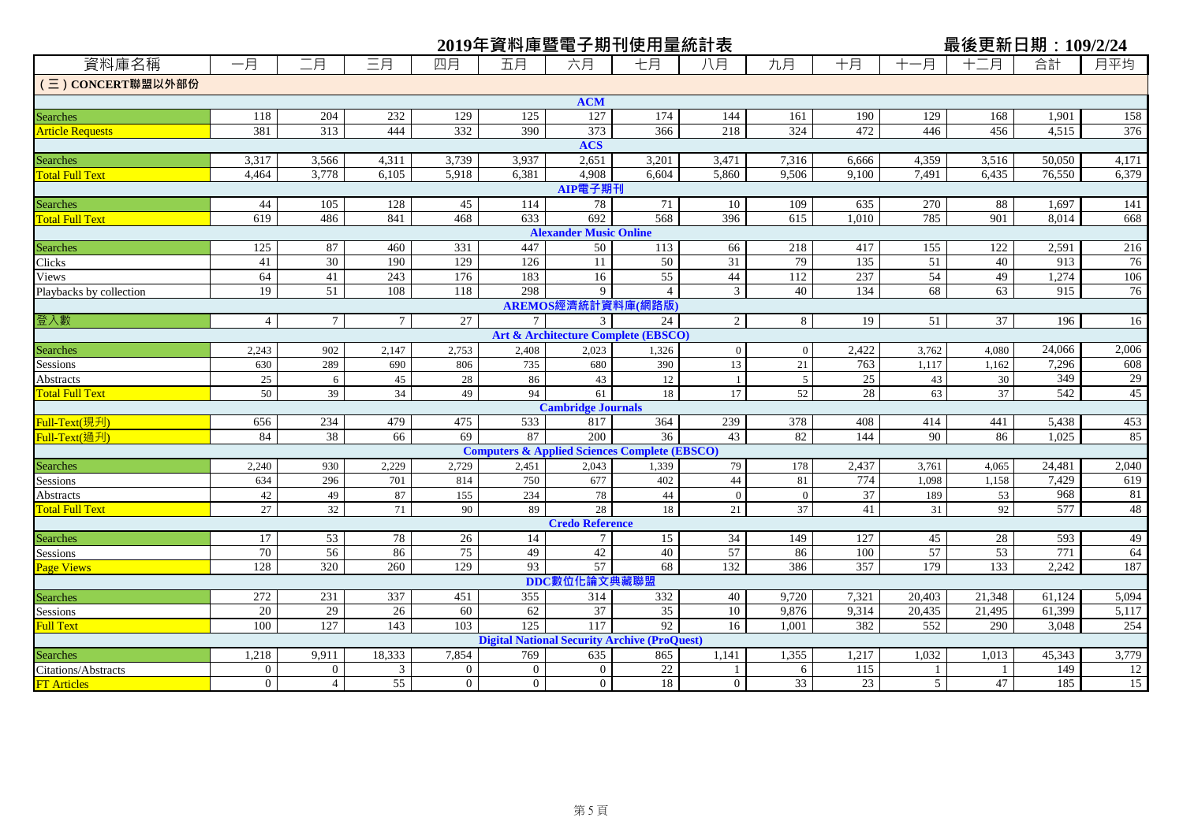# 2019年資料庫暨電子期刊使用量統計表

最後更新日期：109/2/24

| 資料庫名稱 | 一月 | 二月 | 三月 | 四月 | 五月 | 六月 | 七月 | 八月 | 九月 | 十月 | 十一月 | 十二月 | 合計 | 月平均 |
|---|---|---|---|---|---|---|---|---|---|---|---|---|---|---|
| **(三) CONCERT聯盟以外部份** | | | | | | | | | | | | | | |
| **ACM** | | | | | | | | | | | | | | |
| Searches | 118 | 204 | 232 | 129 | 125 | 127 | 174 | 144 | 161 | 190 | 129 | 168 | 1,901 | 158 |
| Article Requests | 381 | 313 | 444 | 332 | 390 | 373 | 366 | 218 | 324 | 472 | 446 | 456 | 4,515 | 376 |
| **ACS** | | | | | | | | | | | | | | |
| Searches | 3,317 | 3,566 | 4,311 | 3,739 | 3,937 | 2,651 | 3,201 | 3,471 | 7,316 | 6,666 | 4,359 | 3,516 | 50,050 | 4,171 |
| Total Full Text | 4,464 | 3,778 | 6,105 | 5,918 | 6,381 | 4,908 | 6,604 | 5,860 | 9,506 | 9,100 | 7,491 | 6,435 | 76,550 | 6,379 |
| **AIP電子期刊** | | | | | | | | | | | | | | |
| Searches | 44 | 105 | 128 | 45 | 114 | 78 | 71 | 10 | 109 | 635 | 270 | 88 | 1,697 | 141 |
| Total Full Text | 619 | 486 | 841 | 468 | 633 | 692 | 568 | 396 | 615 | 1,010 | 785 | 901 | 8,014 | 668 |
| **Alexander Music Online** | | | | | | | | | | | | | | |
| Searches | 125 | 87 | 460 | 331 | 447 | 50 | 113 | 66 | 218 | 417 | 155 | 122 | 2,591 | 216 |
| Clicks | 41 | 30 | 190 | 129 | 126 | 11 | 50 | 31 | 79 | 135 | 51 | 40 | 913 | 76 |
| Views | 64 | 41 | 243 | 176 | 183 | 16 | 55 | 44 | 112 | 237 | 54 | 49 | 1,274 | 106 |
| Playbacks by collection | 19 | 51 | 108 | 118 | 298 | 9 | 4 | 3 | 40 | 134 | 68 | 63 | 915 | 76 |
| **AREMOS經濟統計資料庫(網路版)** | | | | | | | | | | | | | | |
| 登入數 | 4 | 7 | 7 | 27 | 7 | 3 | 24 | 2 | 8 | 19 | 51 | 37 | 196 | 16 |
| **Art & Architecture Complete (EBSCO)** | | | | | | | | | | | | | | |
| Searches | 2,243 | 902 | 2,147 | 2,753 | 2,408 | 2,023 | 1,326 | 0 | 0 | 2,422 | 3,762 | 4,080 | 24,066 | 2,006 |
| Sessions | 630 | 289 | 690 | 806 | 735 | 680 | 390 | 13 | 21 | 763 | 1,117 | 1,162 | 7,296 | 608 |
| Abstracts | 25 | 6 | 45 | 28 | 86 | 43 | 12 | 1 | 5 | 25 | 43 | 30 | 349 | 29 |
| Total Full Text | 50 | 39 | 34 | 49 | 94 | 61 | 18 | 17 | 52 | 28 | 63 | 37 | 542 | 45 |
| **Cambridge Journals** | | | | | | | | | | | | | | |
| Full-Text(現刊) | 656 | 234 | 479 | 475 | 533 | 817 | 364 | 239 | 378 | 408 | 414 | 441 | 5,438 | 453 |
| Full-Text(過刊) | 84 | 38 | 66 | 69 | 87 | 200 | 36 | 43 | 82 | 144 | 90 | 86 | 1,025 | 85 |
| **Computers & Applied Sciences Complete (EBSCO)** | | | | | | | | | | | | | | |
| Searches | 2,240 | 930 | 2,229 | 2,729 | 2,451 | 2,043 | 1,339 | 79 | 178 | 2,437 | 3,761 | 4,065 | 24,481 | 2,040 |
| Sessions | 634 | 296 | 701 | 814 | 750 | 677 | 402 | 44 | 81 | 774 | 1,098 | 1,158 | 7,429 | 619 |
| Abstracts | 42 | 49 | 87 | 155 | 234 | 78 | 44 | 0 | 0 | 37 | 189 | 53 | 968 | 81 |
| Total Full Text | 27 | 32 | 71 | 90 | 89 | 28 | 18 | 21 | 37 | 41 | 31 | 92 | 577 | 48 |
| **Credo Reference** | | | | | | | | | | | | | | |
| Searches | 17 | 53 | 78 | 26 | 14 | 7 | 15 | 34 | 149 | 127 | 45 | 28 | 593 | 49 |
| Sessions | 70 | 56 | 86 | 75 | 49 | 42 | 40 | 57 | 86 | 100 | 57 | 53 | 771 | 64 |
| Page Views | 128 | 320 | 260 | 129 | 93 | 57 | 68 | 132 | 386 | 357 | 179 | 133 | 2,242 | 187 |
| **DDC數位化論文典藏聯盟** | | | | | | | | | | | | | | |
| Searches | 272 | 231 | 337 | 451 | 355 | 314 | 332 | 40 | 9,720 | 7,321 | 20,403 | 21,348 | 61,124 | 5,094 |
| Sessions | 20 | 29 | 26 | 60 | 62 | 37 | 35 | 10 | 9,876 | 9,314 | 20,435 | 21,495 | 61,399 | 5,117 |
| Full Text | 100 | 127 | 143 | 103 | 125 | 117 | 92 | 16 | 1,001 | 382 | 552 | 290 | 3,048 | 254 |
| **Digital National Security Archive (ProQuest)** | | | | | | | | | | | | | | |
| Searches | 1,218 | 9,911 | 18,333 | 7,854 | 769 | 635 | 865 | 1,141 | 1,355 | 1,217 | 1,032 | 1,013 | 45,343 | 3,779 |
| Citations/Abstracts | 0 | 0 | 3 | 0 | 0 | 0 | 22 | 1 | 6 | 115 | 1 | 1 | 149 | 12 |
| FT Articles | 0 | 4 | 55 | 0 | 0 | 0 | 18 | 0 | 33 | 23 | 5 | 47 | 185 | 15 |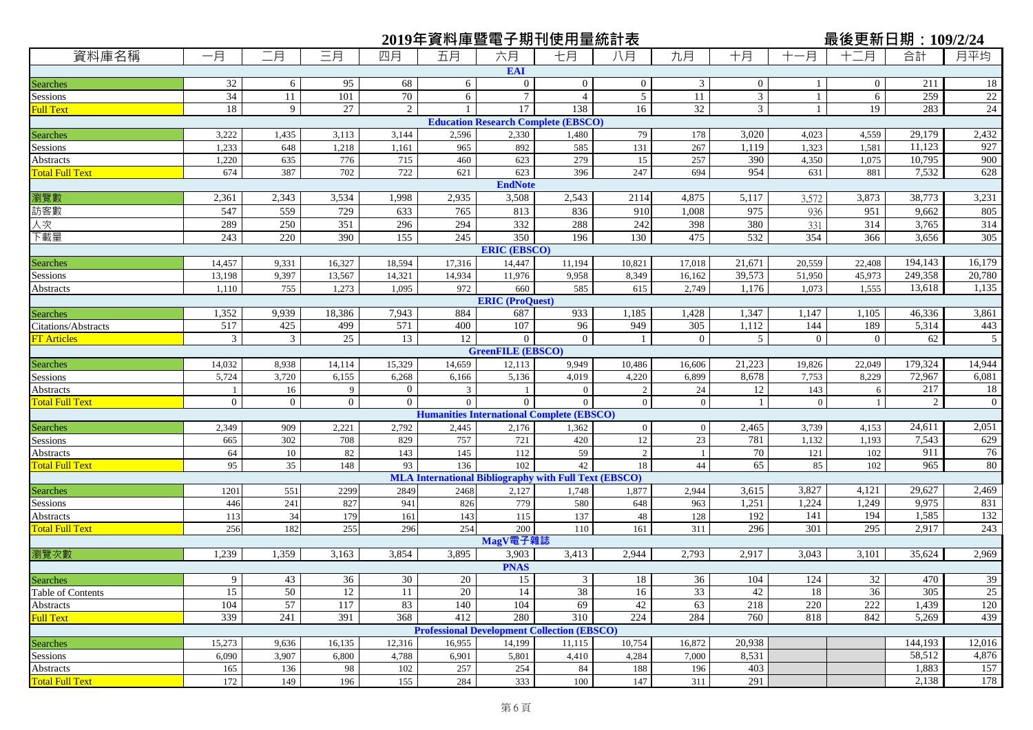# 2019年資料庫暨電子期刊使用量統計表

最後更新日期：109/2/24

| 資料庫名稱 | 一月 | 二月 | 三月 | 四月 | 五月 | 六月 | 七月 | 八月 | 九月 | 十月 | 十一月 | 十二月 | 合計 | 月平均 |
|---|---|---|---|---|---|---|---|---|---|---|---|---|---|---|
| **EAI** | | | | | | | | | | | | | | |
| Searches | 32 | 6 | 95 | 68 | 6 | 0 | 0 | 0 | 3 | 0 | 1 | 0 | 211 | 18 |
| Sessions | 34 | 11 | 101 | 70 | 6 | 7 | 4 | 5 | 11 | 3 | 1 | 6 | 259 | 22 |
| Full Text | 18 | 9 | 27 | 2 | 1 | 17 | 138 | 16 | 32 | 3 | 1 | 19 | 283 | 24 |
| **Education Research Complete (EBSCO)** | | | | | | | | | | | | | | |
| Searches | 3,222 | 1,435 | 3,113 | 3,144 | 2,596 | 2,330 | 1,480 | 79 | 178 | 3,020 | 4,023 | 4,559 | 29,179 | 2,432 |
| Sessions | 1,233 | 648 | 1,218 | 1,161 | 965 | 892 | 585 | 131 | 267 | 1,119 | 1,323 | 1,581 | 11,123 | 927 |
| Abstracts | 1,220 | 635 | 776 | 715 | 460 | 623 | 279 | 15 | 257 | 390 | 4,350 | 1,075 | 10,795 | 900 |
| Total Full Text | 674 | 387 | 702 | 722 | 621 | 623 | 396 | 247 | 694 | 954 | 631 | 881 | 7,532 | 628 |
| **EndNote** | | | | | | | | | | | | | | |
| 瀏覽數 | 2,361 | 2,343 | 3,534 | 1,998 | 2,935 | 3,508 | 2,543 | 2114 | 4,875 | 5,117 | 3,572 | 3,873 | 38,773 | 3,231 |
| 訪客數 | 547 | 559 | 729 | 633 | 765 | 813 | 836 | 910 | 1,008 | 975 | 936 | 951 | 9,662 | 805 |
| 人次 | 289 | 250 | 351 | 296 | 294 | 332 | 288 | 242 | 398 | 380 | 331 | 314 | 3,765 | 314 |
| 下載量 | 243 | 220 | 390 | 155 | 245 | 350 | 196 | 130 | 475 | 532 | 354 | 366 | 3,656 | 305 |
| **ERIC (EBSCO)** | | | | | | | | | | | | | | |
| Searches | 14,457 | 9,331 | 16,327 | 18,594 | 17,316 | 14,447 | 11,194 | 10,821 | 17,018 | 21,671 | 20,559 | 22,408 | 194,143 | 16,179 |
| Sessions | 13,198 | 9,397 | 13,567 | 14,321 | 14,934 | 11,976 | 9,958 | 8,349 | 16,162 | 39,573 | 51,950 | 45,973 | 249,358 | 20,780 |
| Abstracts | 1,110 | 755 | 1,273 | 1,095 | 972 | 660 | 585 | 615 | 2,749 | 1,176 | 1,073 | 1,555 | 13,618 | 1,135 |
| **ERIC (ProQuest)** | | | | | | | | | | | | | | |
| Searches | 1,352 | 9,939 | 18,386 | 7,943 | 884 | 687 | 933 | 1,185 | 1,428 | 1,347 | 1,147 | 1,105 | 46,336 | 3,861 |
| Citations/Abstracts | 517 | 425 | 499 | 571 | 400 | 107 | 96 | 949 | 305 | 1,112 | 144 | 189 | 5,314 | 443 |
| FT Articles | 3 | 3 | 25 | 13 | 12 | 0 | 0 | 1 | 0 | 5 | 0 | 0 | 62 | 5 |
| **GreenFILE (EBSCO)** | | | | | | | | | | | | | | |
| Searches | 14,032 | 8,938 | 14,114 | 15,329 | 14,659 | 12,113 | 9,949 | 10,486 | 16,606 | 21,223 | 19,826 | 22,049 | 179,324 | 14,944 |
| Sessions | 5,724 | 3,720 | 6,155 | 6,268 | 6,166 | 5,136 | 4,019 | 4,220 | 6,899 | 8,678 | 7,753 | 8,229 | 72,967 | 6,081 |
| Abstracts | 1 | 16 | 9 | 0 | 3 | 1 | 0 | 2 | 24 | 12 | 143 | 6 | 217 | 18 |
| Total Full Text | 0 | 0 | 0 | 0 | 0 | 0 | 0 | 0 | 0 | 1 | 0 | 1 | 2 | 0 |
| **Humanities International Complete (EBSCO)** | | | | | | | | | | | | | | |
| Searches | 2,349 | 909 | 2,221 | 2,792 | 2,445 | 2,176 | 1,362 | 0 | 0 | 2,465 | 3,739 | 4,153 | 24,611 | 2,051 |
| Sessions | 665 | 302 | 708 | 829 | 757 | 721 | 420 | 12 | 23 | 781 | 1,132 | 1,193 | 7,543 | 629 |
| Abstracts | 64 | 10 | 82 | 143 | 145 | 112 | 59 | 2 | 1 | 70 | 121 | 102 | 911 | 76 |
| Total Full Text | 95 | 35 | 148 | 93 | 136 | 102 | 42 | 18 | 44 | 65 | 85 | 102 | 965 | 80 |
| **MLA International Bibliography with Full Text (EBSCO)** | | | | | | | | | | | | | | |
| Searches | 1201 | 551 | 2299 | 2849 | 2468 | 2,127 | 1,748 | 1,877 | 2,944 | 3,615 | 3,827 | 4,121 | 29,627 | 2,469 |
| Sessions | 446 | 241 | 827 | 941 | 826 | 779 | 580 | 648 | 963 | 1,251 | 1,224 | 1,249 | 9,975 | 831 |
| Abstracts | 113 | 34 | 179 | 161 | 143 | 115 | 137 | 48 | 128 | 192 | 141 | 194 | 1,585 | 132 |
| Total Full Text | 256 | 182 | 255 | 296 | 254 | 200 | 110 | 161 | 311 | 296 | 301 | 295 | 2,917 | 243 |
| **MagV電子雜誌** | | | | | | | | | | | | | | |
| 瀏覽次數 | 1,239 | 1,359 | 3,163 | 3,854 | 3,895 | 3,903 | 3,413 | 2,944 | 2,793 | 2,917 | 3,043 | 3,101 | 35,624 | 2,969 |
| **PNAS** | | | | | | | | | | | | | | |
| Searches | 9 | 43 | 36 | 30 | 20 | 15 | 3 | 18 | 36 | 104 | 124 | 32 | 470 | 39 |
| Table of Contents | 15 | 50 | 12 | 11 | 20 | 14 | 38 | 16 | 33 | 42 | 18 | 36 | 305 | 25 |
| Abstracts | 104 | 57 | 117 | 83 | 140 | 104 | 69 | 42 | 63 | 218 | 220 | 222 | 1,439 | 120 |
| Full Text | 339 | 241 | 391 | 368 | 412 | 280 | 310 | 224 | 284 | 760 | 818 | 842 | 5,269 | 439 |
| **Professional Development Collection (EBSCO)** | | | | | | | | | | | | | | |
| Searches | 15,273 | 9,636 | 16,135 | 12,316 | 16,955 | 14,199 | 11,115 | 10,754 | 16,872 | 20,938 | | | 144,193 | 12,016 |
| Sessions | 6,090 | 3,907 | 6,800 | 4,788 | 6,901 | 5,801 | 4,410 | 4,284 | 7,000 | 8,531 | | | 58,512 | 4,876 |
| Abstracts | 165 | 136 | 98 | 102 | 257 | 254 | 84 | 188 | 196 | 403 | | | 1,883 | 157 |
| Total Full Text | 172 | 149 | 196 | 155 | 284 | 333 | 100 | 147 | 311 | 291 | | | 2,138 | 178 |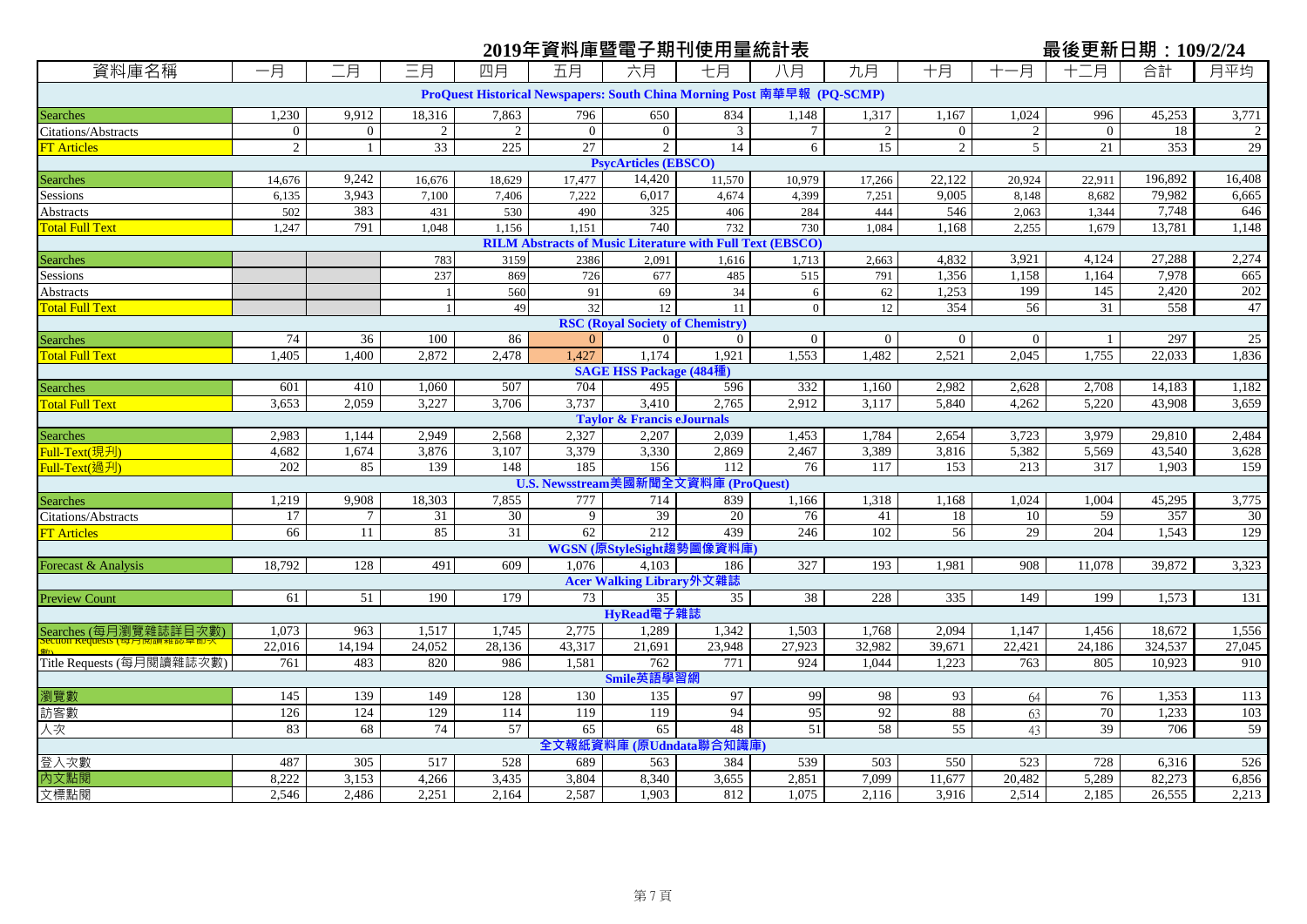# 2019年資料庫暨電子期刊使用量統計表

最後更新日期：109/2/24

| 資料庫名稱 | 一月 | 二月 | 三月 | 四月 | 五月 | 六月 | 七月 | 八月 | 九月 | 十月 | 十一月 | 十二月 | 合計 | 月平均 |
|---|---|---|---|---|---|---|---|---|---|---|---|---|---|---|
| **ProQuest Historical Newspapers: South China Morning Post 南華早報 (PQ-SCMP)** | | | | | | | | | | | | | | |
| Searches | 1,230 | 9,912 | 18,316 | 7,863 | 796 | 650 | 834 | 1,148 | 1,317 | 1,167 | 1,024 | 996 | 45,253 | 3,771 |
| Citations/Abstracts | 0 | 0 | 2 | 2 | 0 | 0 | 3 | 7 | 2 | 0 | 2 | 0 | 18 | 2 |
| FT Articles | 2 | 1 | 33 | 225 | 27 | 2 | 14 | 6 | 15 | 2 | 5 | 21 | 353 | 29 |
| **PsycArticles (EBSCO)** | | | | | | | | | | | | | | |
| Searches | 14,676 | 9,242 | 16,676 | 18,629 | 17,477 | 14,420 | 11,570 | 10,979 | 17,266 | 22,122 | 20,924 | 22,911 | 196,892 | 16,408 |
| Sessions | 6,135 | 3,943 | 7,100 | 7,406 | 7,222 | 6,017 | 4,674 | 4,399 | 7,251 | 9,005 | 8,148 | 8,682 | 79,982 | 6,665 |
| Abstracts | 502 | 383 | 431 | 530 | 490 | 325 | 406 | 284 | 444 | 546 | 2,063 | 1,344 | 7,748 | 646 |
| Total Full Text | 1,247 | 791 | 1,048 | 1,156 | 1,151 | 740 | 732 | 730 | 1,084 | 1,168 | 2,255 | 1,679 | 13,781 | 1,148 |
| **RILM Abstracts of Music Literature with Full Text (EBSCO)** | | | | | | | | | | | | | | |
| Searches | | | 783 | 3159 | 2386 | 2,091 | 1,616 | 1,713 | 2,663 | 4,832 | 3,921 | 4,124 | 27,288 | 2,274 |
| Sessions | | | 237 | 869 | 726 | 677 | 485 | 515 | 791 | 1,356 | 1,158 | 1,164 | 7,978 | 665 |
| Abstracts | | | 1 | 560 | 91 | 69 | 34 | 6 | 62 | 1,253 | 199 | 145 | 2,420 | 202 |
| Total Full Text | | | 1 | 49 | 32 | 12 | 11 | 0 | 12 | 354 | 56 | 31 | 558 | 47 |
| **RSC (Royal Society of Chemistry)** | | | | | | | | | | | | | | |
| Searches | 74 | 36 | 100 | 86 | 0 | 0 | 0 | 0 | 0 | 0 | 0 | 1 | 297 | 25 |
| Total Full Text | 1,405 | 1,400 | 2,872 | 2,478 | 1,427 | 1,174 | 1,921 | 1,553 | 1,482 | 2,521 | 2,045 | 1,755 | 22,033 | 1,836 |
| **SAGE HSS Package (484種)** | | | | | | | | | | | | | | |
| Searches | 601 | 410 | 1,060 | 507 | 704 | 495 | 596 | 332 | 1,160 | 2,982 | 2,628 | 2,708 | 14,183 | 1,182 |
| Total Full Text | 3,653 | 2,059 | 3,227 | 3,706 | 3,737 | 3,410 | 2,765 | 2,912 | 3,117 | 5,840 | 4,262 | 5,220 | 43,908 | 3,659 |
| **Taylor & Francis eJournals** | | | | | | | | | | | | | | |
| Searches | 2,983 | 1,144 | 2,949 | 2,568 | 2,327 | 2,207 | 2,039 | 1,453 | 1,784 | 2,654 | 3,723 | 3,979 | 29,810 | 2,484 |
| Full-Text(現刊) | 4,682 | 1,674 | 3,876 | 3,107 | 3,379 | 3,330 | 2,869 | 2,467 | 3,389 | 3,816 | 5,382 | 5,569 | 43,540 | 3,628 |
| Full-Text(過刊) | 202 | 85 | 139 | 148 | 185 | 156 | 112 | 76 | 117 | 153 | 213 | 317 | 1,903 | 159 |
| **U.S. Newsstream美國新聞全文資料庫 (ProQuest)** | | | | | | | | | | | | | | |
| Searches | 1,219 | 9,908 | 18,303 | 7,855 | 777 | 714 | 839 | 1,166 | 1,318 | 1,168 | 1,024 | 1,004 | 45,295 | 3,775 |
| Citations/Abstracts | 17 | 7 | 31 | 30 | 9 | 39 | 20 | 76 | 41 | 18 | 10 | 59 | 357 | 30 |
| FT Articles | 66 | 11 | 85 | 31 | 62 | 212 | 439 | 246 | 102 | 56 | 29 | 204 | 1,543 | 129 |
| **WGSN (原StyleSight趨勢圖像資料庫)** | | | | | | | | | | | | | | |
| Forecast & Analysis | 18,792 | 128 | 491 | 609 | 1,076 | 4,103 | 186 | 327 | 193 | 1,981 | 908 | 11,078 | 39,872 | 3,323 |
| **Acer Walking Library外文雜誌** | | | | | | | | | | | | | | |
| Preview Count | 61 | 51 | 190 | 179 | 73 | 35 | 35 | 38 | 228 | 335 | 149 | 199 | 1,573 | 131 |
| **HyRead電子雜誌** | | | | | | | | | | | | | | |
| Searches (每月瀏覽雜誌詳目次數) | 1,073 | 963 | 1,517 | 1,745 | 2,775 | 1,289 | 1,342 | 1,503 | 1,768 | 2,094 | 1,147 | 1,456 | 18,672 | 1,556 |
| Section Requests (每月閱讀雜誌單篇次數) | 22,016 | 14,194 | 24,052 | 28,136 | 43,317 | 21,691 | 23,948 | 27,923 | 32,982 | 39,671 | 22,421 | 24,186 | 324,537 | 27,045 |
| Title Requests (每月閱讀雜誌次數) | 761 | 483 | 820 | 986 | 1,581 | 762 | 771 | 924 | 1,044 | 1,223 | 763 | 805 | 10,923 | 910 |
| **Smile英語學習網** | | | | | | | | | | | | | | |
| 瀏覽數 | 145 | 139 | 149 | 128 | 130 | 135 | 97 | 99 | 98 | 93 | 64 | 76 | 1,353 | 113 |
| 訪客數 | 126 | 124 | 129 | 114 | 119 | 119 | 94 | 95 | 92 | 88 | 63 | 70 | 1,233 | 103 |
| 人次 | 83 | 68 | 74 | 57 | 65 | 65 | 48 | 51 | 58 | 55 | 43 | 39 | 706 | 59 |
| **全文報紙資料庫 (原Udndata聯合知識庫)** | | | | | | | | | | | | | | |
| 登入次數 | 487 | 305 | 517 | 528 | 689 | 563 | 384 | 539 | 503 | 550 | 523 | 728 | 6,316 | 526 |
| 內文點閱 | 8,222 | 3,153 | 4,266 | 3,435 | 3,804 | 8,340 | 3,655 | 2,851 | 7,099 | 11,677 | 20,482 | 5,289 | 82,273 | 6,856 |
| 文標點閱 | 2,546 | 2,486 | 2,251 | 2,164 | 2,587 | 1,903 | 812 | 1,075 | 2,116 | 3,916 | 2,514 | 2,185 | 26,555 | 2,213 |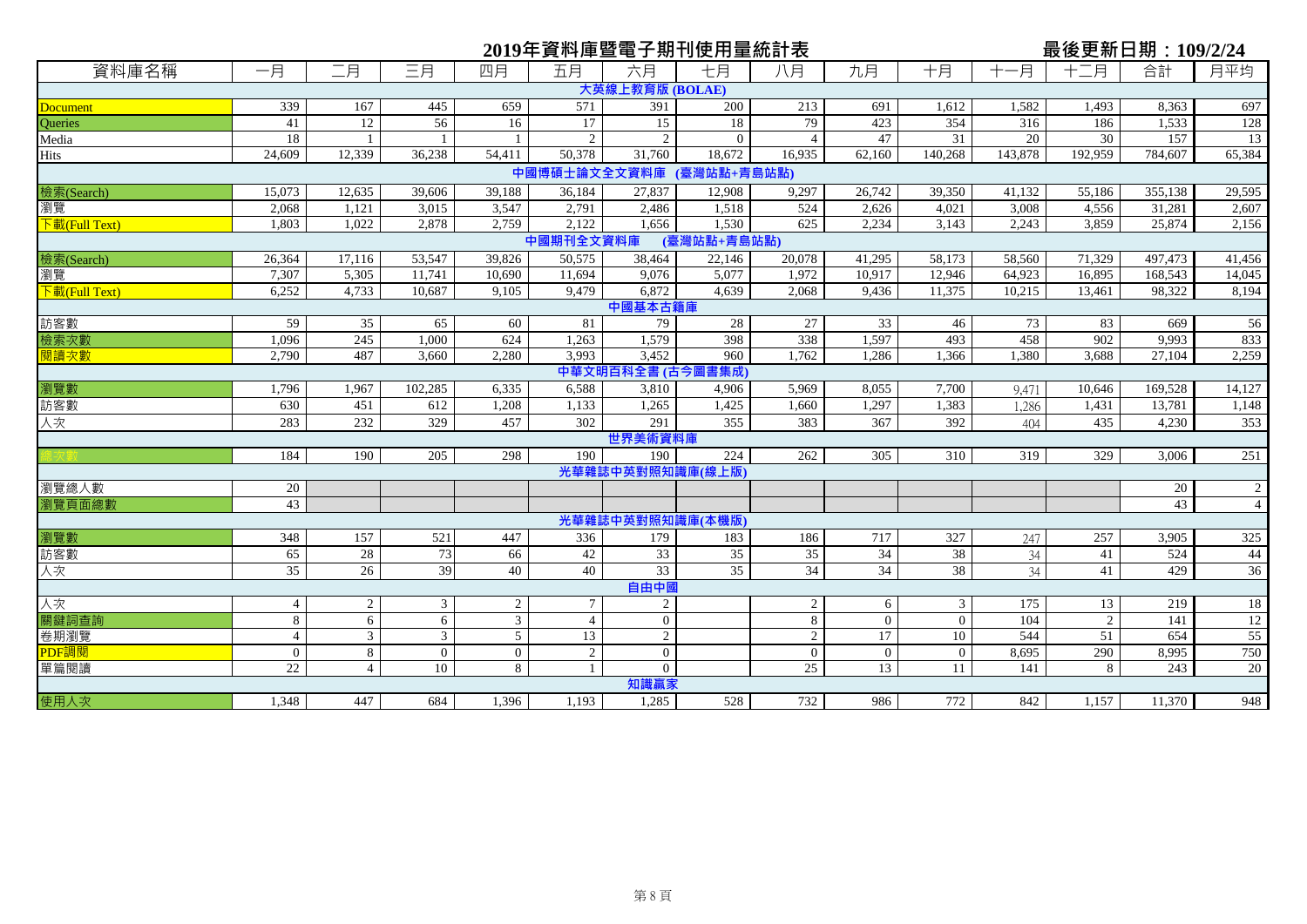# 2019年資料庫暨電子期刊使用量統計表

最後更新日期：109/2/24

| 資料庫名稱 | 一月 | 二月 | 三月 | 四月 | 五月 | 六月 | 七月 | 八月 | 九月 | 十月 | 十一月 | 十二月 | 合計 | 月平均 |
|---|---|---|---|---|---|---|---|---|---|---|---|---|---|---|
| **大英線上教育版 (BOLAE)** | | | | | | | | | | | | | | |
| Document | 339 | 167 | 445 | 659 | 571 | 391 | 200 | 213 | 691 | 1,612 | 1,582 | 1,493 | 8,363 | 697 |
| Queries | 41 | 12 | 56 | 16 | 17 | 15 | 18 | 79 | 423 | 354 | 316 | 186 | 1,533 | 128 |
| Media | 18 | 1 | 1 | 1 | 2 | 2 | 0 | 4 | 47 | 31 | 20 | 30 | 157 | 13 |
| Hits | 24,609 | 12,339 | 36,238 | 54,411 | 50,378 | 31,760 | 18,672 | 16,935 | 62,160 | 140,268 | 143,878 | 192,959 | 784,607 | 65,384 |
| **中國博碩士論文全文資料庫 (臺灣站點+青島站點)** | | | | | | | | | | | | | | |
| 檢索(Search) | 15,073 | 12,635 | 39,606 | 39,188 | 36,184 | 27,837 | 12,908 | 9,297 | 26,742 | 39,350 | 41,132 | 55,186 | 355,138 | 29,595 |
| 瀏覽 | 2,068 | 1,121 | 3,015 | 3,547 | 2,791 | 2,486 | 1,518 | 524 | 2,626 | 4,021 | 3,008 | 4,556 | 31,281 | 2,607 |
| 下載(Full Text) | 1,803 | 1,022 | 2,878 | 2,759 | 2,122 | 1,656 | 1,530 | 625 | 2,234 | 3,143 | 2,243 | 3,859 | 25,874 | 2,156 |
| **中國期刊全文資料庫 (臺灣站點+青島站點)** | | | | | | | | | | | | | | |
| 檢索(Search) | 26,364 | 17,116 | 53,547 | 39,826 | 50,575 | 38,464 | 22,146 | 20,078 | 41,295 | 58,173 | 58,560 | 71,329 | 497,473 | 41,456 |
| 瀏覽 | 7,307 | 5,305 | 11,741 | 10,690 | 11,694 | 9,076 | 5,077 | 1,972 | 10,917 | 12,946 | 64,923 | 16,895 | 168,543 | 14,045 |
| 下載(Full Text) | 6,252 | 4,733 | 10,687 | 9,105 | 9,479 | 6,872 | 4,639 | 2,068 | 9,436 | 11,375 | 10,215 | 13,461 | 98,322 | 8,194 |
| **中國基本古籍庫** | | | | | | | | | | | | | | |
| 訪客數 | 59 | 35 | 65 | 60 | 81 | 79 | 28 | 27 | 33 | 46 | 73 | 83 | 669 | 56 |
| 檢索次數 | 1,096 | 245 | 1,000 | 624 | 1,263 | 1,579 | 398 | 338 | 1,597 | 493 | 458 | 902 | 9,993 | 833 |
| 閱讀次數 | 2,790 | 487 | 3,660 | 2,280 | 3,993 | 3,452 | 960 | 1,762 | 1,286 | 1,366 | 1,380 | 3,688 | 27,104 | 2,259 |
| **中華文明百科全書 (古今圖書集成)** | | | | | | | | | | | | | | |
| 瀏覽數 | 1,796 | 1,967 | 102,285 | 6,335 | 6,588 | 3,810 | 4,906 | 5,969 | 8,055 | 7,700 | 9,471 | 10,646 | 169,528 | 14,127 |
| 訪客數 | 630 | 451 | 612 | 1,208 | 1,133 | 1,265 | 1,425 | 1,660 | 1,297 | 1,383 | 1,286 | 1,431 | 13,781 | 1,148 |
| 人次 | 283 | 232 | 329 | 457 | 302 | 291 | 355 | 383 | 367 | 392 | 404 | 435 | 4,230 | 353 |
| **世界美術資料庫** | | | | | | | | | | | | | | |
| 總次數 | 184 | 190 | 205 | 298 | 190 | 190 | 224 | 262 | 305 | 310 | 319 | 329 | 3,006 | 251 |
| **光華雜誌中英對照知識庫(線上版)** | | | | | | | | | | | | | | |
| 瀏覽總人數 | 20 | | | | | | | | | | | | 20 | 2 |
| 瀏覽頁面總數 | 43 | | | | | | | | | | | | 43 | 4 |
| **光華雜誌中英對照知識庫(本機版)** | | | | | | | | | | | | | | |
| 瀏覽數 | 348 | 157 | 521 | 447 | 336 | 179 | 183 | 186 | 717 | 327 | 247 | 257 | 3,905 | 325 |
| 訪客數 | 65 | 28 | 73 | 66 | 42 | 33 | 35 | 35 | 34 | 38 | 34 | 41 | 524 | 44 |
| 人次 | 35 | 26 | 39 | 40 | 40 | 33 | 35 | 34 | 34 | 38 | 34 | 41 | 429 | 36 |
| **自由中國** | | | | | | | | | | | | | | |
| 人次 | 4 | 2 | 3 | 2 | 7 | 2 | | 2 | 6 | 3 | 175 | 13 | 219 | 18 |
| 關鍵詞查詢 | 8 | 6 | 6 | 3 | 4 | 0 | | 8 | 0 | 0 | 104 | 2 | 141 | 12 |
| 卷期瀏覽 | 4 | 3 | 3 | 5 | 13 | 2 | | 2 | 17 | 10 | 544 | 51 | 654 | 55 |
| PDF調閱 | 0 | 8 | 0 | 0 | 2 | 0 | | 0 | 0 | 0 | 8,695 | 290 | 8,995 | 750 |
| 單篇閱讀 | 22 | 4 | 10 | 8 | 1 | 0 | | 25 | 13 | 11 | 141 | 8 | 243 | 20 |
| **知識贏家** | | | | | | | | | | | | | | |
| 使用人次 | 1,348 | 447 | 684 | 1,396 | 1,193 | 1,285 | 528 | 732 | 986 | 772 | 842 | 1,157 | 11,370 | 948 |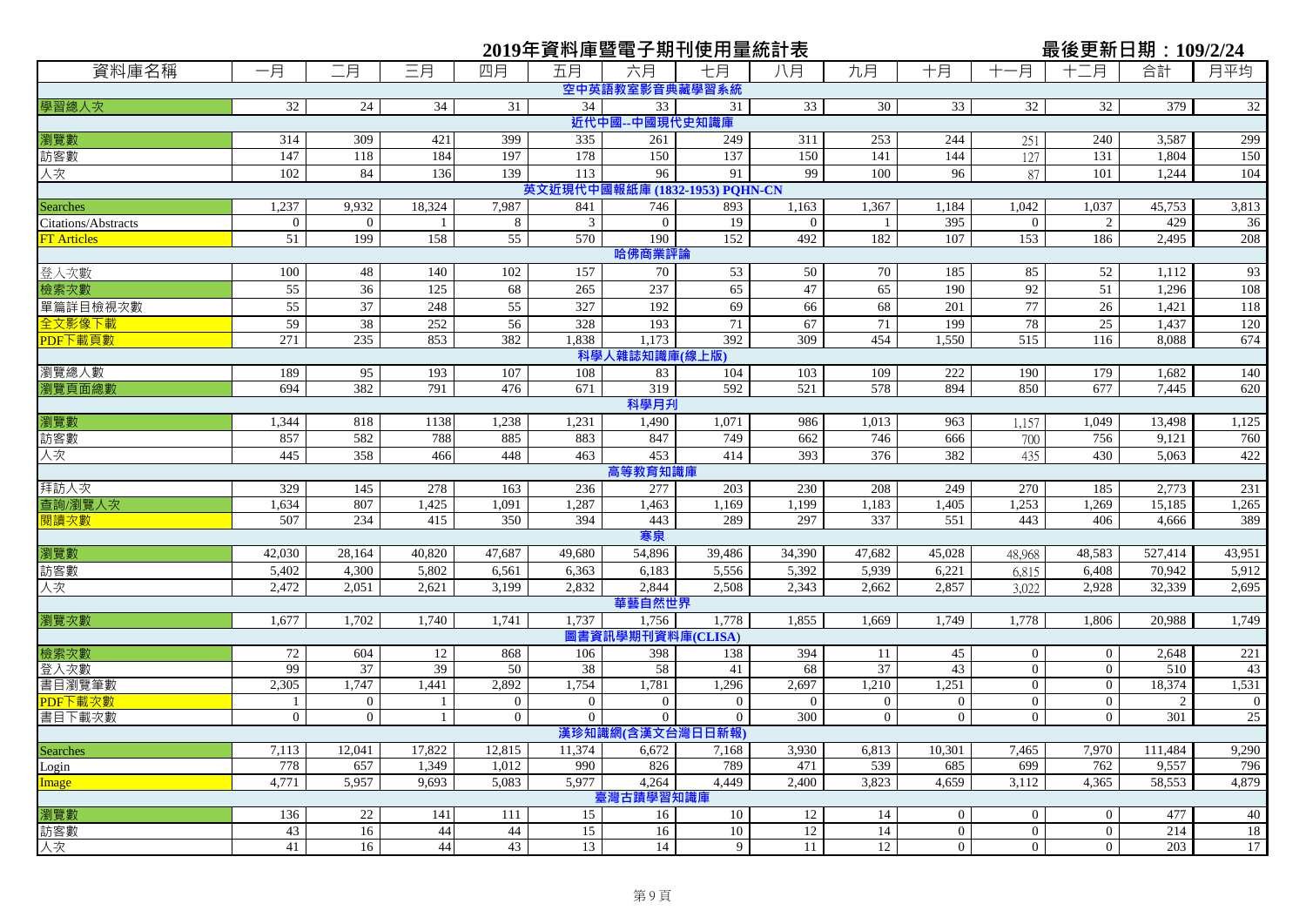# 2019年資料庫暨電子期刊使用量統計表

最後更新日期：109/2/24

| 資料庫名稱 | 一月 | 二月 | 三月 | 四月 | 五月 | 六月 | 七月 | 八月 | 九月 | 十月 | 十一月 | 十二月 | 合計 | 月平均 |
|---|---|---|---|---|---|---|---|---|---|---|---|---|---|---|
| **空中英語教室影音典藏學習系統** | | | | | | | | | | | | | | |
| 學習總人次 | 32 | 24 | 34 | 31 | 34 | 33 | 31 | 33 | 30 | 33 | 32 | 32 | 379 | 32 |
| **近代中國--中國現代史知識庫** | | | | | | | | | | | | | | |
| 瀏覽數 | 314 | 309 | 421 | 399 | 335 | 261 | 249 | 311 | 253 | 244 | 251 | 240 | 3,587 | 299 |
| 訪客數 | 147 | 118 | 184 | 197 | 178 | 150 | 137 | 150 | 141 | 144 | 127 | 131 | 1,804 | 150 |
| 人次 | 102 | 84 | 136 | 139 | 113 | 96 | 91 | 99 | 100 | 96 | 87 | 101 | 1,244 | 104 |
| **英文近現代中國報紙庫 (1832-1953) PQHN-CN** | | | | | | | | | | | | | | |
| Searches | 1,237 | 9,932 | 18,324 | 7,987 | 841 | 746 | 893 | 1,163 | 1,367 | 1,184 | 1,042 | 1,037 | 45,753 | 3,813 |
| Citations/Abstracts | 0 | 0 | 1 | 8 | 3 | 0 | 19 | 0 | 1 | 395 | 0 | 2 | 429 | 36 |
| FT Articles | 51 | 199 | 158 | 55 | 570 | 190 | 152 | 492 | 182 | 107 | 153 | 186 | 2,495 | 208 |
| **哈佛商業評論** | | | | | | | | | | | | | | |
| 登入次數 | 100 | 48 | 140 | 102 | 157 | 70 | 53 | 50 | 70 | 185 | 85 | 52 | 1,112 | 93 |
| 檢索次數 | 55 | 36 | 125 | 68 | 265 | 237 | 65 | 47 | 65 | 190 | 92 | 51 | 1,296 | 108 |
| 單篇詳目檢視次數 | 55 | 37 | 248 | 55 | 327 | 192 | 69 | 66 | 68 | 201 | 77 | 26 | 1,421 | 118 |
| 全文影像下載 | 59 | 38 | 252 | 56 | 328 | 193 | 71 | 67 | 71 | 199 | 78 | 25 | 1,437 | 120 |
| PDF下載頁數 | 271 | 235 | 853 | 382 | 1,838 | 1,173 | 392 | 309 | 454 | 1,550 | 515 | 116 | 8,088 | 674 |
| **科學人雜誌知識庫(線上版)** | | | | | | | | | | | | | | |
| 瀏覽總人數 | 189 | 95 | 193 | 107 | 108 | 83 | 104 | 103 | 109 | 222 | 190 | 179 | 1,682 | 140 |
| 瀏覽頁面總數 | 694 | 382 | 791 | 476 | 671 | 319 | 592 | 521 | 578 | 894 | 850 | 677 | 7,445 | 620 |
| **科學月刊** | | | | | | | | | | | | | | |
| 瀏覽數 | 1,344 | 818 | 1138 | 1,238 | 1,231 | 1,490 | 1,071 | 986 | 1,013 | 963 | 1,157 | 1,049 | 13,498 | 1,125 |
| 訪客數 | 857 | 582 | 788 | 885 | 883 | 847 | 749 | 662 | 746 | 666 | 700 | 756 | 9,121 | 760 |
| 人次 | 445 | 358 | 466 | 448 | 463 | 453 | 414 | 393 | 376 | 382 | 435 | 430 | 5,063 | 422 |
| **高等教育知識庫** | | | | | | | | | | | | | | |
| 拜訪人次 | 329 | 145 | 278 | 163 | 236 | 277 | 203 | 230 | 208 | 249 | 270 | 185 | 2,773 | 231 |
| 查詢/瀏覽人次 | 1,634 | 807 | 1,425 | 1,091 | 1,287 | 1,463 | 1,169 | 1,199 | 1,183 | 1,405 | 1,253 | 1,269 | 15,185 | 1,265 |
| 閱讀次數 | 507 | 234 | 415 | 350 | 394 | 443 | 289 | 297 | 337 | 551 | 443 | 406 | 4,666 | 389 |
| **寒泉** | | | | | | | | | | | | | | |
| 瀏覽數 | 42,030 | 28,164 | 40,820 | 47,687 | 49,680 | 54,896 | 39,486 | 34,390 | 47,682 | 45,028 | 48,968 | 48,583 | 527,414 | 43,951 |
| 訪客數 | 5,402 | 4,300 | 5,802 | 6,561 | 6,363 | 6,183 | 5,556 | 5,392 | 5,939 | 6,221 | 6,815 | 6,408 | 70,942 | 5,912 |
| 人次 | 2,472 | 2,051 | 2,621 | 3,199 | 2,832 | 2,844 | 2,508 | 2,343 | 2,662 | 2,857 | 3,022 | 2,928 | 32,339 | 2,695 |
| **華藝自然世界** | | | | | | | | | | | | | | |
| 瀏覽次數 | 1,677 | 1,702 | 1,740 | 1,741 | 1,737 | 1,756 | 1,778 | 1,855 | 1,669 | 1,749 | 1,778 | 1,806 | 20,988 | 1,749 |
| **圖書資訊學期刊資料庫(CLISA)** | | | | | | | | | | | | | | |
| 檢索次數 | 72 | 604 | 12 | 868 | 106 | 398 | 138 | 394 | 11 | 45 | 0 | 0 | 2,648 | 221 |
| 登入次數 | 99 | 37 | 39 | 50 | 38 | 58 | 41 | 68 | 37 | 43 | 0 | 0 | 510 | 43 |
| 書目瀏覽筆數 | 2,305 | 1,747 | 1,441 | 2,892 | 1,754 | 1,781 | 1,296 | 2,697 | 1,210 | 1,251 | 0 | 0 | 18,374 | 1,531 |
| PDF下載次數 | 1 | 0 | 1 | 0 | 0 | 0 | 0 | 0 | 0 | 0 | 0 | 0 | 2 | 0 |
| 書目下載次數 | 0 | 0 | 1 | 0 | 0 | 0 | 0 | 300 | 0 | 0 | 0 | 0 | 301 | 25 |
| **漢珍知識網(含漢文台灣日日新報)** | | | | | | | | | | | | | | |
| Searches | 7,113 | 12,041 | 17,822 | 12,815 | 11,374 | 6,672 | 7,168 | 3,930 | 6,813 | 10,301 | 7,465 | 7,970 | 111,484 | 9,290 |
| Login | 778 | 657 | 1,349 | 1,012 | 990 | 826 | 789 | 471 | 539 | 685 | 699 | 762 | 9,557 | 796 |
| Image | 4,771 | 5,957 | 9,693 | 5,083 | 5,977 | 4,264 | 4,449 | 2,400 | 3,823 | 4,659 | 3,112 | 4,365 | 58,553 | 4,879 |
| **臺灣古蹟學習知識庫** | | | | | | | | | | | | | | |
| 瀏覽數 | 136 | 22 | 141 | 111 | 15 | 16 | 10 | 12 | 14 | 0 | 0 | 0 | 477 | 40 |
| 訪客數 | 43 | 16 | 44 | 44 | 15 | 16 | 10 | 12 | 14 | 0 | 0 | 0 | 214 | 18 |
| 人次 | 41 | 16 | 44 | 43 | 13 | 14 | 9 | 11 | 12 | 0 | 0 | 0 | 203 | 17 |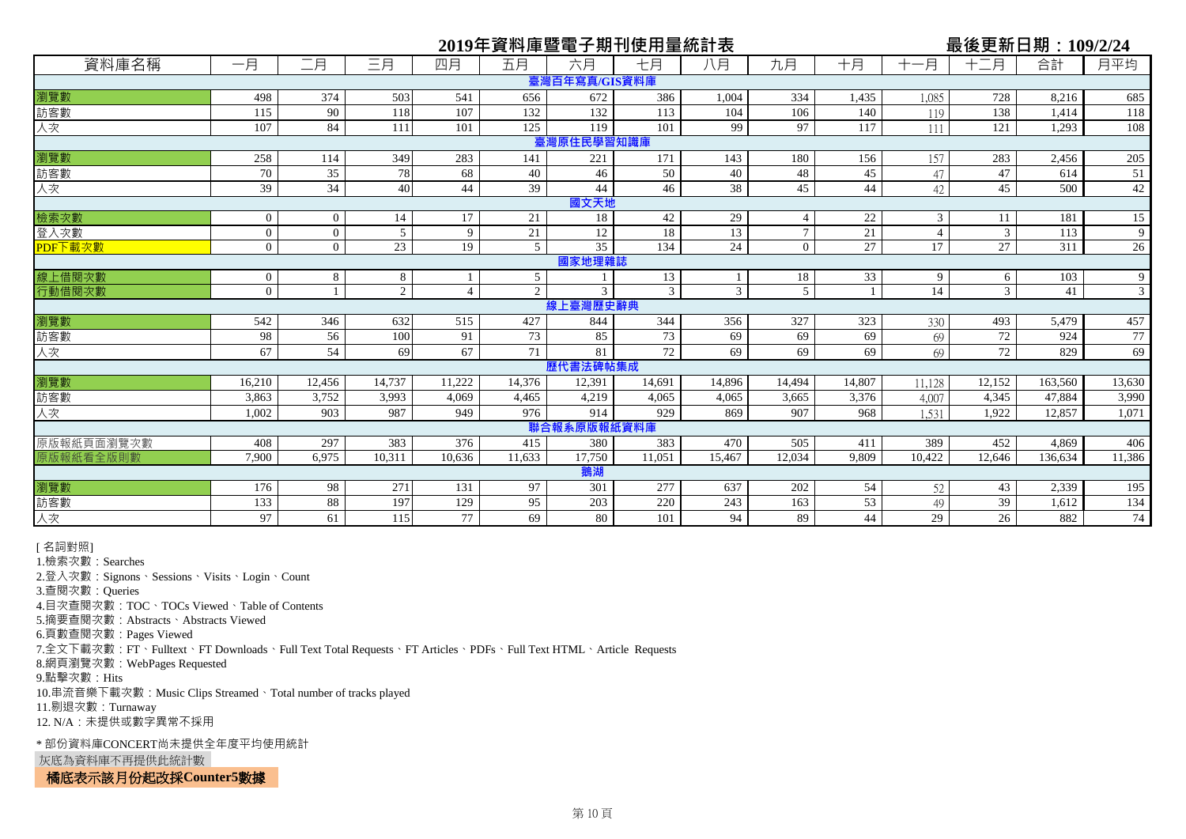# 2019年資料庫暨電子期刊使用量統計表

最後更新日期：109/2/24

| 資料庫名稱 | 一月 | 二月 | 三月 | 四月 | 五月 | 六月 | 七月 | 八月 | 九月 | 十月 | 十一月 | 十二月 | 合計 | 月平均 |
|---|---|---|---|---|---|---|---|---|---|---|---|---|---|---|
| **臺灣百年寫真/GIS資料庫** | | | | | | | | | | | | | | |
| 瀏覽數 | 498 | 374 | 503 | 541 | 656 | 672 | 386 | 1,004 | 334 | 1,435 | 1,085 | 728 | 8,216 | 685 |
| 訪客數 | 115 | 90 | 118 | 107 | 132 | 132 | 113 | 104 | 106 | 140 | 119 | 138 | 1,414 | 118 |
| 人次 | 107 | 84 | 111 | 101 | 125 | 119 | 101 | 99 | 97 | 117 | 111 | 121 | 1,293 | 108 |
| **臺灣原住民學習知識庫** | | | | | | | | | | | | | | |
| 瀏覽數 | 258 | 114 | 349 | 283 | 141 | 221 | 171 | 143 | 180 | 156 | 157 | 283 | 2,456 | 205 |
| 訪客數 | 70 | 35 | 78 | 68 | 40 | 46 | 50 | 40 | 48 | 45 | 47 | 47 | 614 | 51 |
| 人次 | 39 | 34 | 40 | 44 | 39 | 44 | 46 | 38 | 45 | 44 | 42 | 45 | 500 | 42 |
| **國文天地** | | | | | | | | | | | | | | |
| 檢索次數 | 0 | 0 | 14 | 17 | 21 | 18 | 42 | 29 | 4 | 22 | 3 | 11 | 181 | 15 |
| 登入次數 | 0 | 0 | 5 | 9 | 21 | 12 | 18 | 13 | 7 | 21 | 4 | 3 | 113 | 9 |
| PDF下載次數 | 0 | 0 | 23 | 19 | 5 | 35 | 134 | 24 | 0 | 27 | 17 | 27 | 311 | 26 |
| **國家地理雜誌** | | | | | | | | | | | | | | |
| 線上借閱次數 | 0 | 8 | 8 | 1 | 5 | 1 | 13 | 1 | 18 | 33 | 9 | 6 | 103 | 9 |
| 行動借閱次數 | 0 | 1 | 2 | 4 | 2 | 3 | 3 | 3 | 5 | 1 | 14 | 3 | 41 | 3 |
| **線上臺灣歷史辭典** | | | | | | | | | | | | | | |
| 瀏覽數 | 542 | 346 | 632 | 515 | 427 | 844 | 344 | 356 | 327 | 323 | 330 | 493 | 5,479 | 457 |
| 訪客數 | 98 | 56 | 100 | 91 | 73 | 85 | 73 | 69 | 69 | 69 | 69 | 72 | 924 | 77 |
| 人次 | 67 | 54 | 69 | 67 | 71 | 81 | 72 | 69 | 69 | 69 | 69 | 72 | 829 | 69 |
| **歷代書法碑帖集成** | | | | | | | | | | | | | | |
| 瀏覽數 | 16,210 | 12,456 | 14,737 | 11,222 | 14,376 | 12,391 | 14,691 | 14,896 | 14,494 | 14,807 | 11,128 | 12,152 | 163,560 | 13,630 |
| 訪客數 | 3,863 | 3,752 | 3,993 | 4,069 | 4,465 | 4,219 | 4,065 | 4,065 | 3,665 | 3,376 | 4,007 | 4,345 | 47,884 | 3,990 |
| 人次 | 1,002 | 903 | 987 | 949 | 976 | 914 | 929 | 869 | 907 | 968 | 1,531 | 1,922 | 12,857 | 1,071 |
| **聯合報系原版報紙資料庫** | | | | | | | | | | | | | | |
| 原版報紙頁面瀏覽次數 | 408 | 297 | 383 | 376 | 415 | 380 | 383 | 470 | 505 | 411 | 389 | 452 | 4,869 | 406 |
| 原版報紙看全版則數 | 7,900 | 6,975 | 10,311 | 10,636 | 11,633 | 17,750 | 11,051 | 15,467 | 12,034 | 9,809 | 10,422 | 12,646 | 136,634 | 11,386 |
| **鵝湖** | | | | | | | | | | | | | | |
| 瀏覽數 | 176 | 98 | 271 | 131 | 97 | 301 | 277 | 637 | 202 | 54 | 52 | 43 | 2,339 | 195 |
| 訪客數 | 133 | 88 | 197 | 129 | 95 | 203 | 220 | 243 | 163 | 53 | 49 | 39 | 1,612 | 134 |
| 人次 | 97 | 61 | 115 | 77 | 69 | 80 | 101 | 94 | 89 | 44 | 29 | 26 | 882 | 74 |

[ 名詞對照]

1.檢索次數：Searches
2.登入次數：Signons、Sessions、Visits、Login、Count
3.查閱次數：Queries
4.目次查閱次數：TOC、TOCs Viewed、Table of Contents
5.摘要查閱次數：Abstracts、Abstracts Viewed
6.頁數查閱次數：Pages Viewed
7.全文下載次數：FT、Fulltext、FT Downloads、Full Text Total Requests、FT Articles、PDFs、Full Text HTML、Article Requests
8.網頁瀏覽次數：WebPages Requested
9.點擊次數：Hits
10.串流音樂下載次數：Music Clips Streamed、Total number of tracks played
11.剔退次數：Turnaway
12. N/A：未提供或數字異常不採用

* 部份資料庫CONCERT尚未提供全年度平均使用統計

灰底為資料庫不再提供此統計數

**橘底表示該月份起改採Counter5數據**